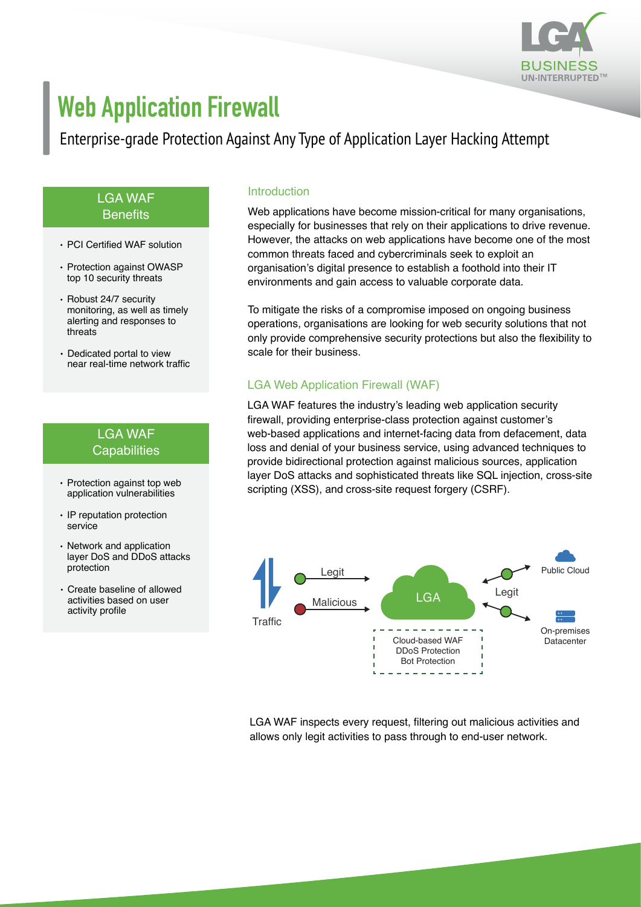# Web Application Firewall

Enterprise-grade Protection Against Any Type of Application Layer Hacking Attempt

## Introduction

Web applications have become mission-critical for many organisations, especially for businesses that rely on their applications to drive revenue. However, the attacks on web applications have become one of the most common threats faced and cybercriminals seek to exploit an organisation's digital presence to establish a foothold into their IT environments and gain access to valuable corporate data.

To mitigate the risks of a compromise imposed on ongoing business operations, organisations are looking for web security solutions that not only provide comprehensive security protections but also the flexibility to scale for their business.

## LGA Web Application Firewall (WAF)

LGA WAF features the industry's leading web application security firewall, providing enterprise-class protection against customer's web-based applications and internet-facing data from defacement, data loss and denial of your business service, using advanced techniques to provide bidirectional protection against malicious sources, application layer DoS attacks and sophisticated threats like SQL injection, cross-site scripting (XSS), and cross-site request forgery (CSRF).

Traffic — Legit / Malicious → LGA (Cloud-based WAF, DDoS Protection, Bot Protection) → Legit → Public Cloud / On-premises Datacenter

LGA WAF inspects every request, filtering out malicious activities and allows only legit activities to pass through to end-user network.

## LGA WAF Benefits

- PCI Certified WAF solution
- Protection against OWASP top 10 security threats
- Robust 24/7 security monitoring, as well as timely alerting and responses to threats
- Dedicated portal to view near real-time network traffic

## LGA WAF Capabilities

- Protection against top web application vulnerabilities
- IP reputation protection service
- Network and application layer DoS and DDoS attacks protection
- Create baseline of allowed activities based on user activity profile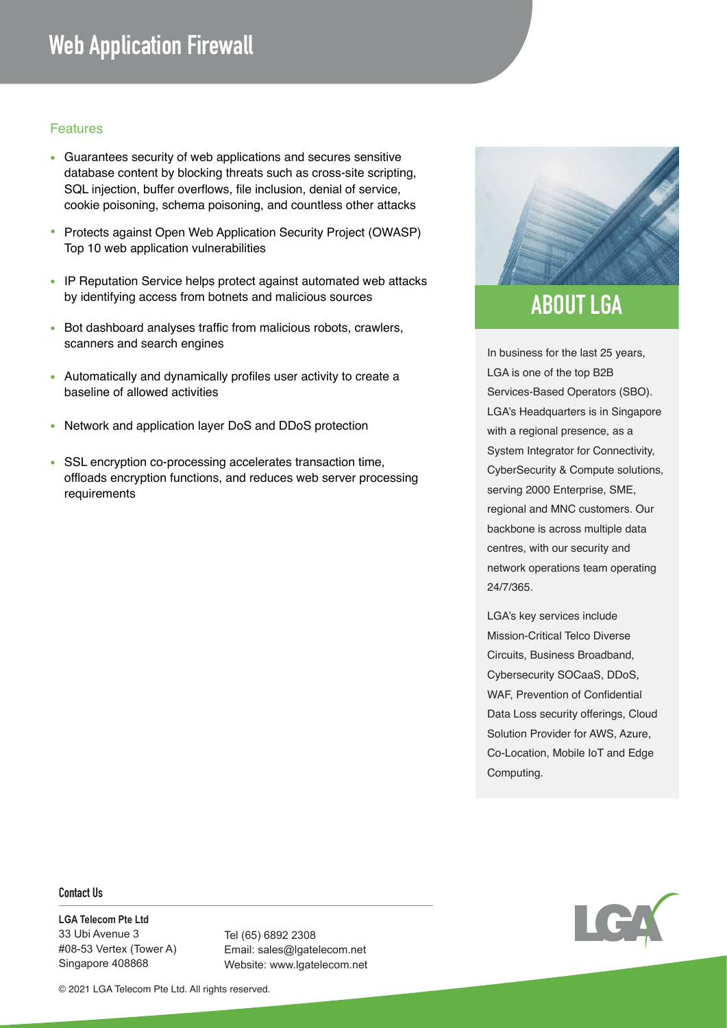# Web Application Firewall

## Features

- Guarantees security of web applications and secures sensitive database content by blocking threats such as cross-site scripting, SQL injection, buffer overflows, file inclusion, denial of service, cookie poisoning, schema poisoning, and countless other attacks
- Protects against Open Web Application Security Project (OWASP) Top 10 web application vulnerabilities
- IP Reputation Service helps protect against automated web attacks by identifying access from botnets and malicious sources
- Bot dashboard analyses traffic from malicious robots, crawlers, scanners and search engines
- Automatically and dynamically profiles user activity to create a baseline of allowed activities
- Network and application layer DoS and DDoS protection
- SSL encryption co-processing accelerates transaction time, offloads encryption functions, and reduces web server processing requirements

## ABOUT LGA

In business for the last 25 years, LGA is one of the top B2B Services-Based Operators (SBO). LGA's Headquarters is in Singapore with a regional presence, as a System Integrator for Connectivity, CyberSecurity & Compute solutions, serving 2000 Enterprise, SME, regional and MNC customers. Our backbone is across multiple data centres, with our security and network operations team operating 24/7/365.

LGA's key services include Mission-Critical Telco Diverse Circuits, Business Broadband, Cybersecurity SOCaaS, DDoS, WAF, Prevention of Confidential Data Loss security offerings, Cloud Solution Provider for AWS, Azure, Co-Location, Mobile IoT and Edge Computing.

### Contact Us

**LGA Telecom Pte Ltd**
33 Ubi Avenue 3
#08-53 Vertex (Tower A)
Singapore 408868

Tel (65) 6892 2308
Email: sales@lgatelecom.net
Website: www.lgatelecom.net

© 2021 LGA Telecom Pte Ltd. All rights reserved.